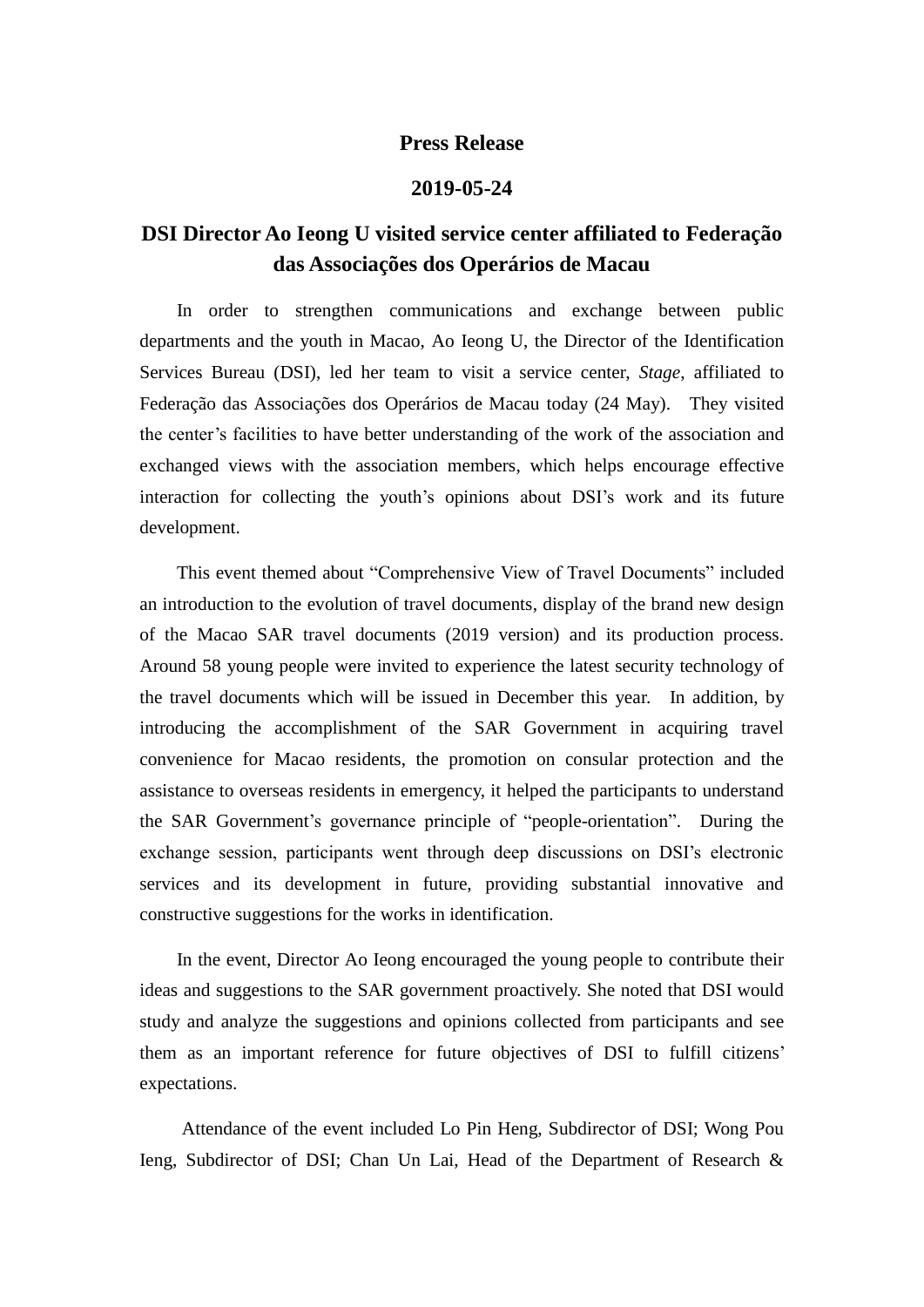**Press Release**

**2019-05-24**

# DSI Director Ao Ieong U visited service center affiliated to Federação das Associações dos Operários de Macau

In order to strengthen communications and exchange between public departments and the youth in Macao, Ao Ieong U, the Director of the Identification Services Bureau (DSI), led her team to visit a service center, *Stage*, affiliated to Federação das Associações dos Operários de Macau today (24 May). They visited the center's facilities to have better understanding of the work of the association and exchanged views with the association members, which helps encourage effective interaction for collecting the youth's opinions about DSI's work and its future development.

This event themed about "Comprehensive View of Travel Documents" included an introduction to the evolution of travel documents, display of the brand new design of the Macao SAR travel documents (2019 version) and its production process. Around 58 young people were invited to experience the latest security technology of the travel documents which will be issued in December this year. In addition, by introducing the accomplishment of the SAR Government in acquiring travel convenience for Macao residents, the promotion on consular protection and the assistance to overseas residents in emergency, it helped the participants to understand the SAR Government's governance principle of "people-orientation". During the exchange session, participants went through deep discussions on DSI's electronic services and its development in future, providing substantial innovative and constructive suggestions for the works in identification.

In the event, Director Ao Ieong encouraged the young people to contribute their ideas and suggestions to the SAR government proactively. She noted that DSI would study and analyze the suggestions and opinions collected from participants and see them as an important reference for future objectives of DSI to fulfill citizens' expectations.

Attendance of the event included Lo Pin Heng, Subdirector of DSI; Wong Pou Ieng, Subdirector of DSI; Chan Un Lai, Head of the Department of Research &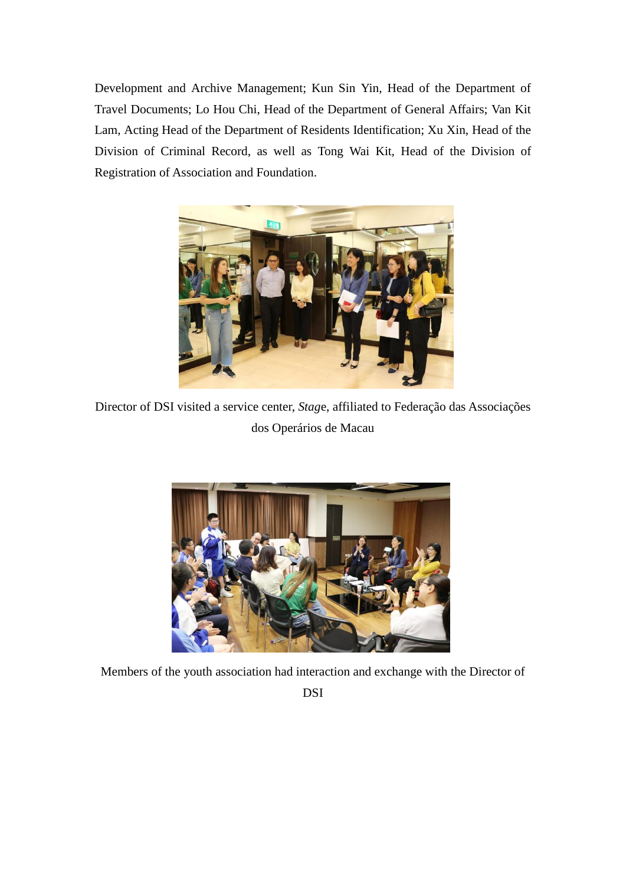Development and Archive Management; Kun Sin Yin, Head of the Department of Travel Documents; Lo Hou Chi, Head of the Department of General Affairs; Van Kit Lam, Acting Head of the Department of Residents Identification; Xu Xin, Head of the Division of Criminal Record, as well as Tong Wai Kit, Head of the Division of Registration of Association and Foundation.

Director of DSI visited a service center, *Stag*e, affiliated to Federação das Associações dos Operários de Macau

Members of the youth association had interaction and exchange with the Director of DSI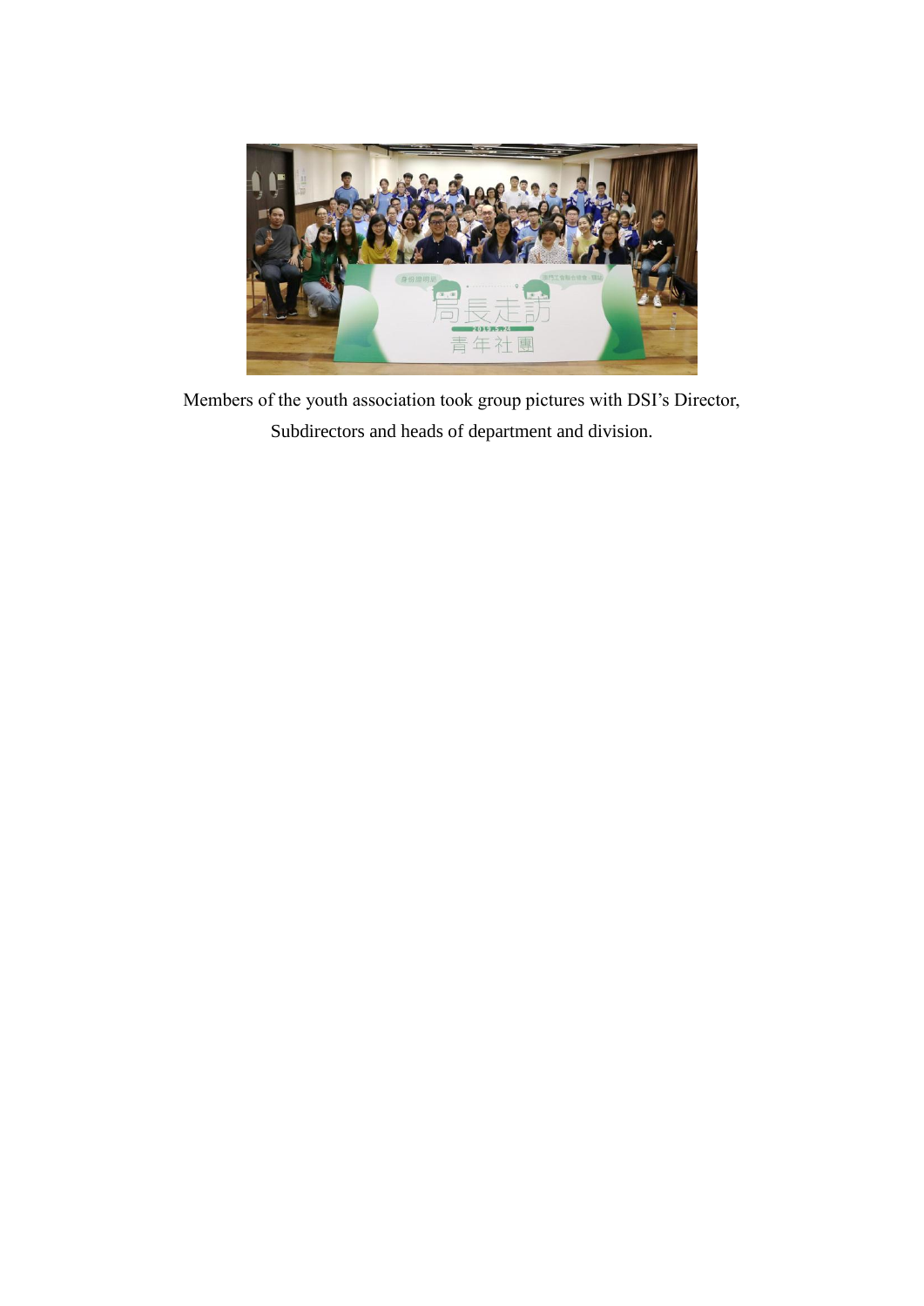Members of the youth association took group pictures with DSI's Director, Subdirectors and heads of department and division.